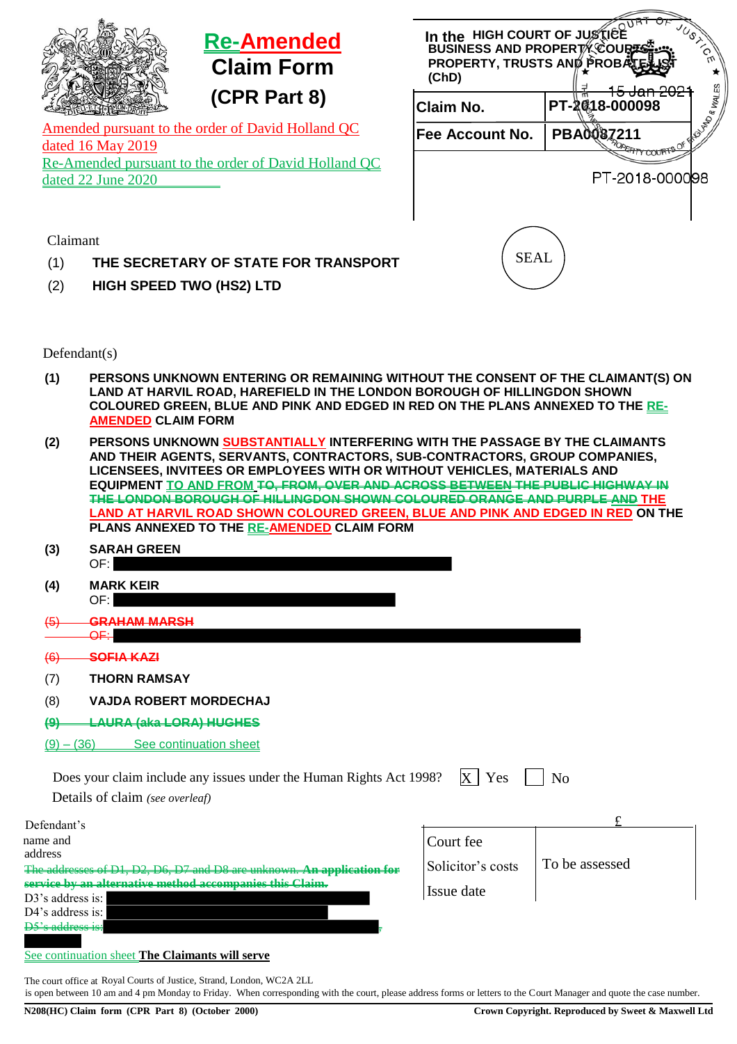# Re-Amended Claim Form

## (CPR Part 8)

Amended pursuant to the order of David Holland QC dated 16 May 2019

Re-Amended pursuant to the order of David Holland QC dated 22 June 2020

**In the HIGH COURT OF JUSTICE BUSINESS AND PROPERTY COURTS PROPERTY, TRUSTS AND PROBATE LIST (ChD)**

15 Jan 2021

| | |
|---|---|
| **Claim No.** | **PT-2018-000098** |
| **Fee Account No.** | **PBA0087211** |

PT-2018-000098

SEAL

Claimant

(1) **THE SECRETARY OF STATE FOR TRANSPORT**

(2) **HIGH SPEED TWO (HS2) LTD**

Defendant(s)

**(1)** **PERSONS UNKNOWN ENTERING OR REMAINING WITHOUT THE CONSENT OF THE CLAIMANT(S) ON LAND AT HARVIL ROAD, HAREFIELD IN THE LONDON BOROUGH OF HILLINGDON SHOWN COLOURED GREEN, BLUE AND PINK AND EDGED IN RED ON THE PLANS ANNEXED TO THE RE-AMENDED CLAIM FORM**

**(2)** **PERSONS UNKNOWN SUBSTANTIALLY INTERFERING WITH THE PASSAGE BY THE CLAIMANTS AND THEIR AGENTS, SERVANTS, CONTRACTORS, SUB-CONTRACTORS, GROUP COMPANIES, LICENSEES, INVITEES OR EMPLOYEES WITH OR WITHOUT VEHICLES, MATERIALS AND EQUIPMENT TO AND FROM ~~TO, FROM, OVER AND ACROSS BETWEEN THE PUBLIC HIGHWAY IN THE LONDON BOROUGH OF HILLINGDON SHOWN COLOURED ORANGE AND PURPLE AND~~ THE LAND AT HARVIL ROAD SHOWN COLOURED GREEN, BLUE AND PINK AND EDGED IN RED ON THE PLANS ANNEXED TO THE RE-AMENDED CLAIM FORM**

**(3)** **SARAH GREEN**
OF: [REDACTED]

**(4)** **MARK KEIR**
OF: [REDACTED]

~~(5) **GRAHAM MARSH**~~
~~OF:~~ [REDACTED]

~~(6) **SOFIA KAZI**~~

(7) **THORN RAMSAY**

(8) **VAJDA ROBERT MORDECHAJ**

~~(9) **LAURA (aka LORA) HUGHES**~~

(9) – (36) See continuation sheet

Does your claim include any issues under the Human Rights Act 1998? [X] Yes [ ] No

Details of claim *(see overleaf)*

Defendant's name and address

~~The addresses of D1, D2, D6, D7 and D8 are unknown. **An application for service by an alternative method accompanies this Claim.**~~

D3's address is: [REDACTED]

D4's address is: [REDACTED]

~~D5's address is:~~ [REDACTED]

See continuation sheet **The Claimants will serve**

| | £ |
|---|---|
| Court fee | |
| Solicitor's costs | To be assessed |
| Issue date | |

The court office at Royal Courts of Justice, Strand, London, WC2A 2LL is open between 10 am and 4 pm Monday to Friday. When corresponding with the court, please address forms or letters to the Court Manager and quote the case number.

**N208(HC) Claim form (CPR Part 8) (October 2000)** **Crown Copyright. Reproduced by Sweet & Maxwell Ltd**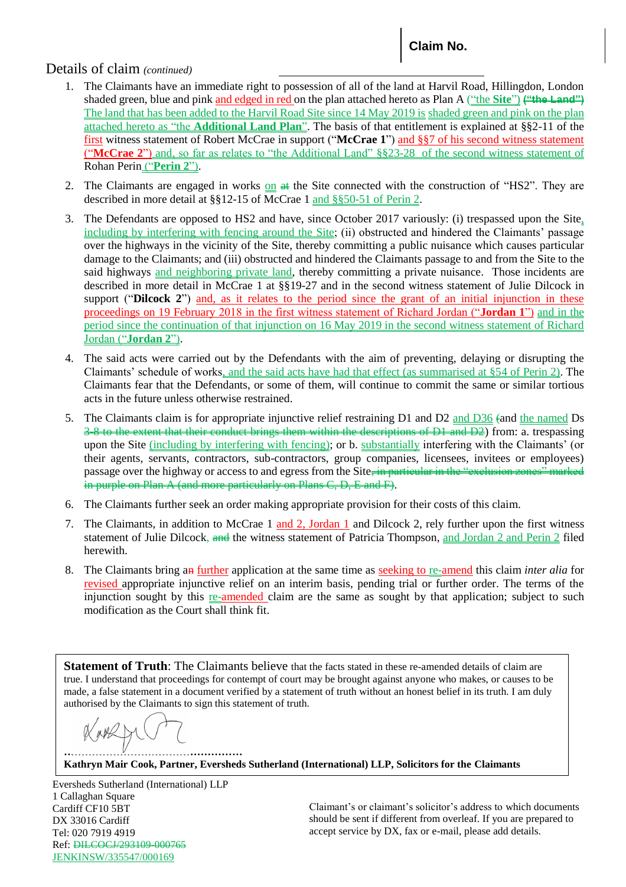**Claim No.**

# Details of claim *(continued)*

1. The Claimants have an immediate right to possession of all of the land at Harvil Road, Hillingdon, London shaded green, blue and pink and edged in red on the plan attached hereto as Plan A ("the **Site**") ~~("the Land")~~ The land that has been added to the Harvil Road Site since 14 May 2019 is shaded green and pink on the plan attached hereto as "the **Additional Land Plan**". The basis of that entitlement is explained at §§2-11 of the first witness statement of Robert McCrae in support ("**McCrae 1**") and §§7 of his second witness statement ("**McCrae 2**") and, so far as relates to "the Additional Land" §§23-28 of the second witness statement of Rohan Perin ("**Perin 2**").

2. The Claimants are engaged in works on ~~at~~ the Site connected with the construction of "HS2". They are described in more detail at §§12-15 of McCrae 1 and §§50-51 of Perin 2.

3. The Defendants are opposed to HS2 and have, since October 2017 variously: (i) trespassed upon the Site, including by interfering with fencing around the Site; (ii) obstructed and hindered the Claimants' passage over the highways in the vicinity of the Site, thereby committing a public nuisance which causes particular damage to the Claimants; and (iii) obstructed and hindered the Claimants passage to and from the Site to the said highways and neighboring private land, thereby committing a private nuisance. Those incidents are described in more detail in McCrae 1 at §§19-27 and in the second witness statement of Julie Dilcock in support ("**Dilcock 2**") and, as it relates to the period since the grant of an initial injunction in these proceedings on 19 February 2018 in the first witness statement of Richard Jordan ("**Jordan 1**") and in the period since the continuation of that injunction on 16 May 2019 in the second witness statement of Richard Jordan ("**Jordan 2**").

4. The said acts were carried out by the Defendants with the aim of preventing, delaying or disrupting the Claimants' schedule of works, and the said acts have had that effect (as summarised at §54 of Perin 2). The Claimants fear that the Defendants, or some of them, will continue to commit the same or similar tortious acts in the future unless otherwise restrained.

5. The Claimants claim is for appropriate injunctive relief restraining D1 and D2 and D36 ~~(~~and the named Ds ~~3-8 to the extent that their conduct brings them within the descriptions of D1 and D2~~) from: a. trespassing upon the Site (including by interfering with fencing); or b. substantially interfering with the Claimants' (or their agents, servants, contractors, sub-contractors, group companies, licensees, invitees or employees) passage over the highway or access to and egress from the Site~~, in particular in the "exclusion zones" marked in purple on Plan A (and more particularly on Plans C, D, E and F)~~.

6. The Claimants further seek an order making appropriate provision for their costs of this claim.

7. The Claimants, in addition to McCrae 1 and 2, Jordan 1 and Dilcock 2, rely further upon the first witness statement of Julie Dilcock, ~~and~~ the witness statement of Patricia Thompson, and Jordan 2 and Perin 2 filed herewith.

8. The Claimants bring a~~n~~ further application at the same time as seeking to re-amend this claim *inter alia* for revised appropriate injunctive relief on an interim basis, pending trial or further order. The terms of the injunction sought by this re-amended claim are the same as sought by that application; subject to such modification as the Court shall think fit.

**Statement of Truth**: The Claimants believe that the facts stated in these re-amended details of claim are true. I understand that proceedings for contempt of court may be brought against anyone who makes, or causes to be made, a false statement in a document verified by a statement of truth without an honest belief in its truth. I am duly authorised by the Claimants to sign this statement of truth.

[signature]

……………………………………………

**Kathryn Mair Cook, Partner, Eversheds Sutherland (International) LLP, Solicitors for the Claimants**

Eversheds Sutherland (International) LLP
1 Callaghan Square
Cardiff CF10 5BT
DX 33016 Cardiff
Tel: 020 7919 4919
Ref: ~~DILCOCJ/293109-000765~~
JENKINSW/335547/000169

Claimant's or claimant's solicitor's address to which documents should be sent if different from overleaf. If you are prepared to accept service by DX, fax or e-mail, please add details.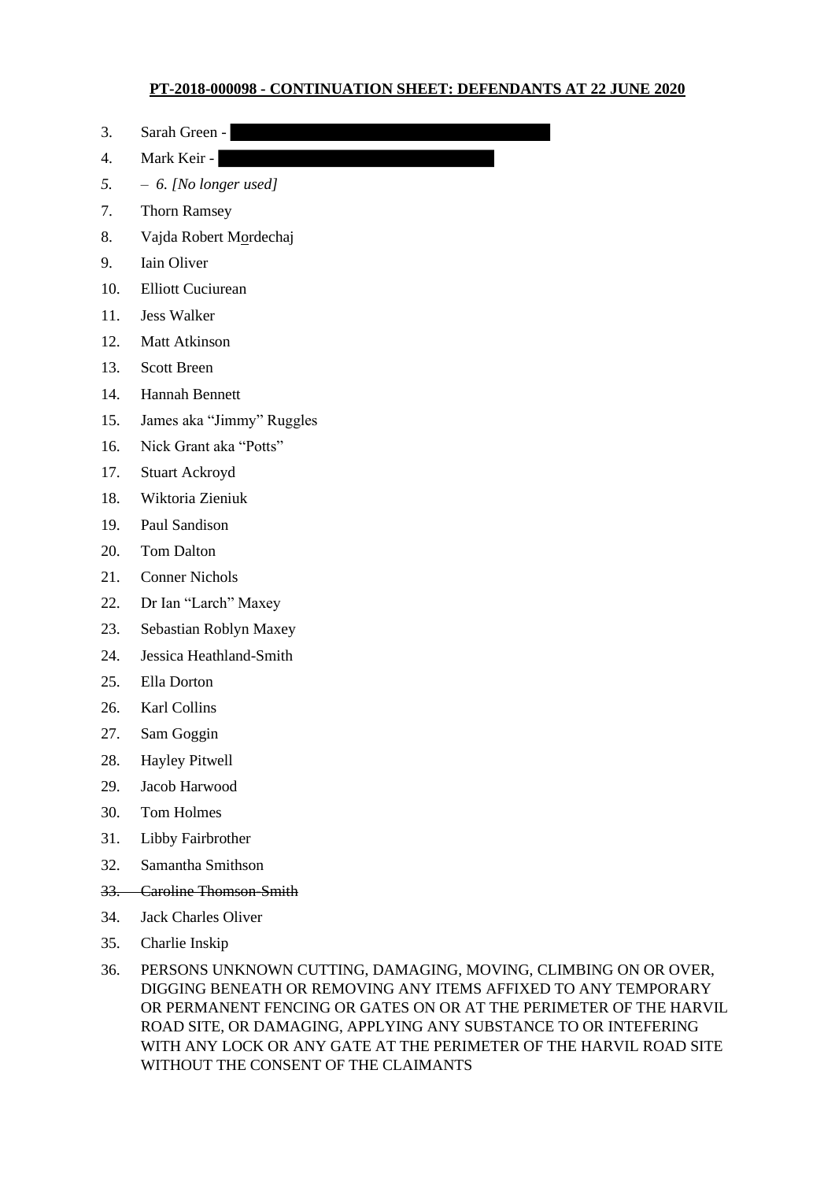**PT-2018-000098 - CONTINUATION SHEET: DEFENDANTS AT 22 JUNE 2020**

3. Sarah Green - [REDACTED]
4. Mark Keir - [REDACTED]

*5. – 6. [No longer used]*

7. Thorn Ramsey
8. Vajda Robert Mordechaj
9. Iain Oliver
10. Elliott Cuciurean
11. Jess Walker
12. Matt Atkinson
13. Scott Breen
14. Hannah Bennett
15. James aka "Jimmy" Ruggles
16. Nick Grant aka "Potts"
17. Stuart Ackroyd
18. Wiktoria Zieniuk
19. Paul Sandison
20. Tom Dalton
21. Conner Nichols
22. Dr Ian "Larch" Maxey
23. Sebastian Roblyn Maxey
24. Jessica Heathland-Smith
25. Ella Dorton
26. Karl Collins
27. Sam Goggin
28. Hayley Pitwell
29. Jacob Harwood
30. Tom Holmes
31. Libby Fairbrother
32. Samantha Smithson
33. ~~Caroline Thomson-Smith~~
34. Jack Charles Oliver
35. Charlie Inskip
36. PERSONS UNKNOWN CUTTING, DAMAGING, MOVING, CLIMBING ON OR OVER, DIGGING BENEATH OR REMOVING ANY ITEMS AFFIXED TO ANY TEMPORARY OR PERMANENT FENCING OR GATES ON OR AT THE PERIMETER OF THE HARVIL ROAD SITE, OR DAMAGING, APPLYING ANY SUBSTANCE TO OR INTEFERING WITH ANY LOCK OR ANY GATE AT THE PERIMETER OF THE HARVIL ROAD SITE WITHOUT THE CONSENT OF THE CLAIMANTS